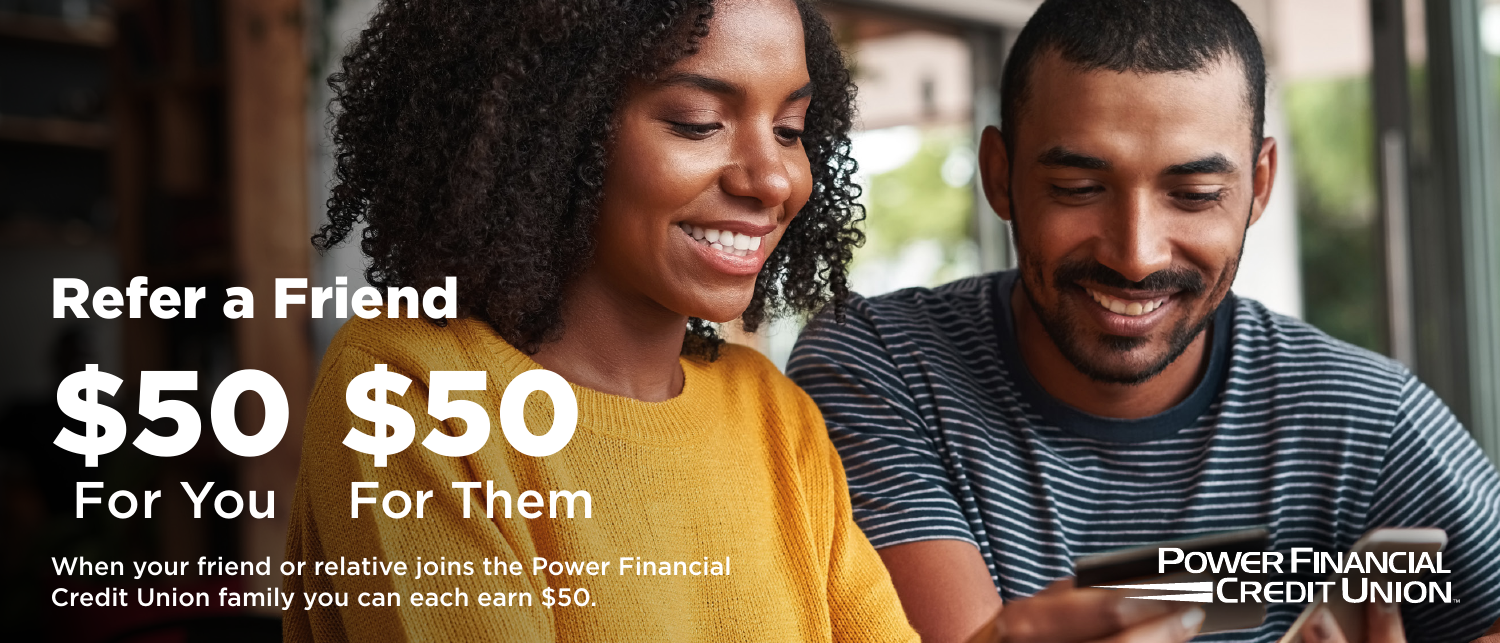# Refer a Friend

**$50** For You **$50** For Them

When your friend or relative joins the Power Financial Credit Union family you can each earn $50.

POWER FINANCIAL CREDIT UNION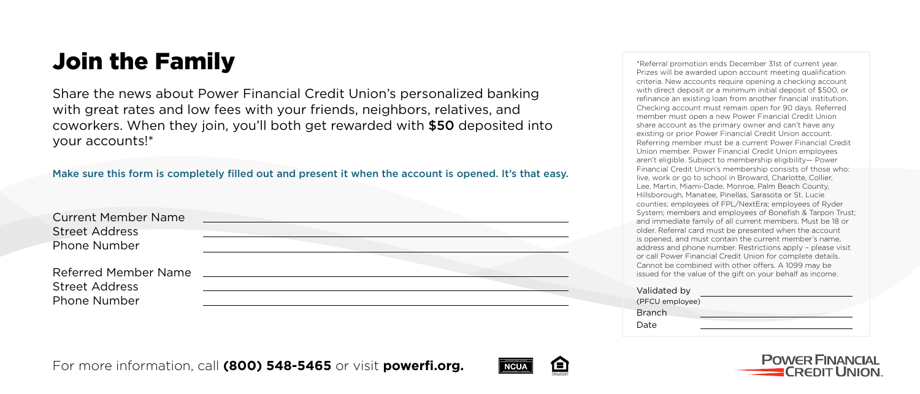# Join the Family

Share the news about Power Financial Credit Union's personalized banking with great rates and low fees with your friends, neighbors, relatives, and coworkers. When they join, you'll both get rewarded with **$50** deposited into your accounts!*

Make sure this form is completely filled out and present it when the account is opened. It's that easy.

Current Member Name ______________________________

Street Address ______________________________

Phone Number ______________________________

Referred Member Name ______________________________

Street Address ______________________________

Phone Number ______________________________

*Referral promotion ends December 31st of current year. Prizes will be awarded upon account meeting qualification criteria. New accounts require opening a checking account with direct deposit or a minimum initial deposit of $500, or refinance an existing loan from another financial institution. Checking account must remain open for 90 days. Referred member must open a new Power Financial Credit Union share account as the primary owner and can't have any existing or prior Power Financial Credit Union account. Referring member must be a current Power Financial Credit Union member. Power Financial Credit Union employees aren't eligible. Subject to membership eligibility— Power Financial Credit Union's membership consists of those who: live, work or go to school in Broward, Charlotte, Collier, Lee, Martin, Miami-Dade, Monroe, Palm Beach County, Hillsborough, Manatee, Pinellas, Sarasota or St. Lucie counties; employees of FPL/NextEra; employees of Ryder System; members and employees of Bonefish & Tarpon Trust; and immediate family of all current members. Must be 18 or older. Referral card must be presented when the account is opened, and must contain the current member's name, address and phone number. Restrictions apply – please visit or call Power Financial Credit Union for complete details. Cannot be combined with other offers. A 1099 may be issued for the value of the gift on your behalf as income.

Validated by (PFCU employee) ______________________________

Branch ______________________________

Date ______________________________

For more information, call **(800) 548-5465** or visit **powerfi.org.**

POWER FINANCIAL CREDIT UNION